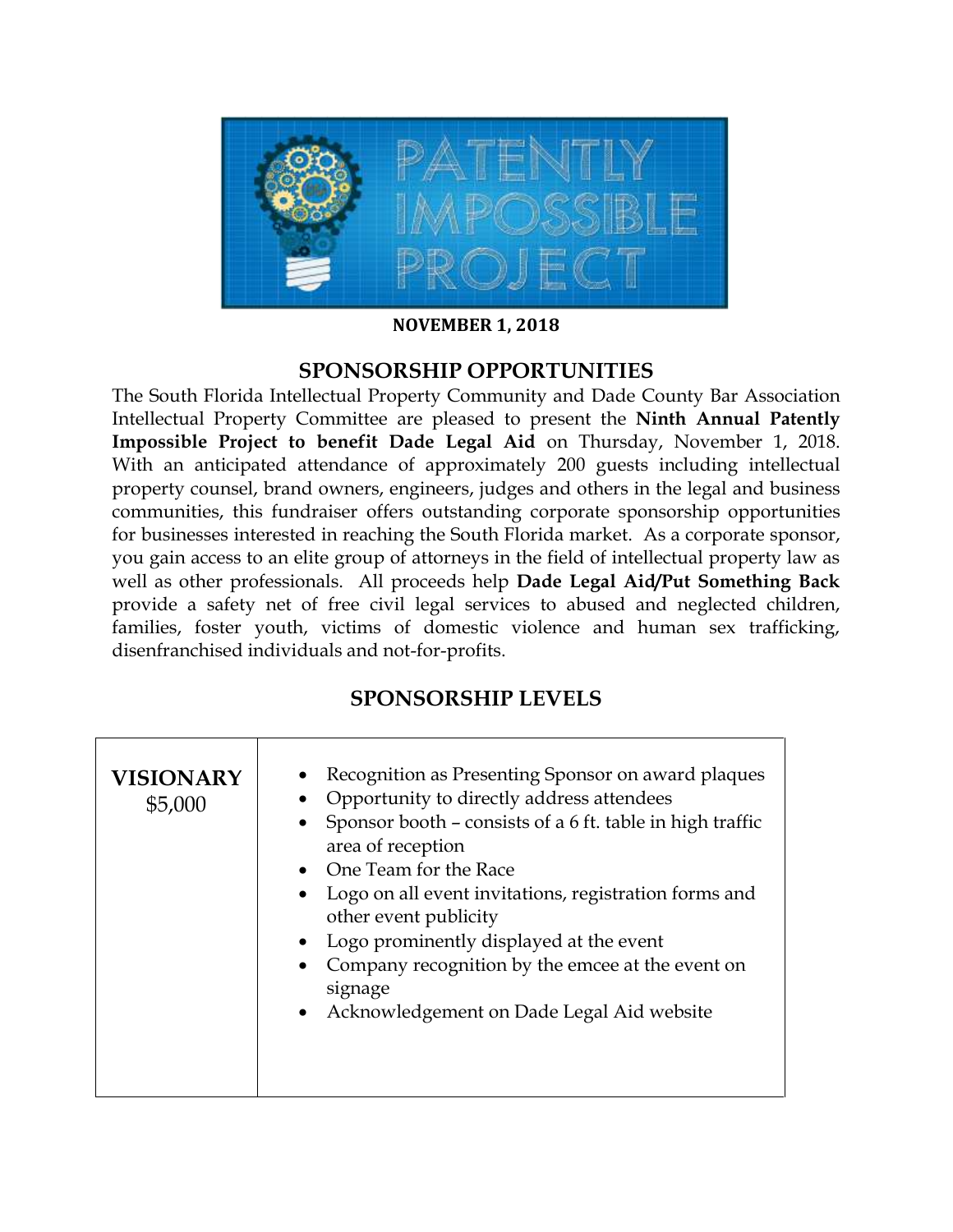# PATENTLY IMPOSSIBLE PROJECT

**NOVEMBER 1, 2018**

## SPONSORSHIP OPPORTUNITIES

The South Florida Intellectual Property Community and Dade County Bar Association Intellectual Property Committee are pleased to present the **Ninth Annual Patently Impossible Project to benefit Dade Legal Aid** on Thursday, November 1, 2018. With an anticipated attendance of approximately 200 guests including intellectual property counsel, brand owners, engineers, judges and others in the legal and business communities, this fundraiser offers outstanding corporate sponsorship opportunities for businesses interested in reaching the South Florida market. As a corporate sponsor, you gain access to an elite group of attorneys in the field of intellectual property law as well as other professionals. All proceeds help **Dade Legal Aid/Put Something Back** provide a safety net of free civil legal services to abused and neglected children, families, foster youth, victims of domestic violence and human sex trafficking, disenfranchised individuals and not-for-profits.

## SPONSORSHIP LEVELS

| Level | Benefits |
| --- | --- |
| **VISIONARY** $5,000 | • Recognition as Presenting Sponsor on award plaques<br>• Opportunity to directly address attendees<br>• Sponsor booth – consists of a 6 ft. table in high traffic area of reception<br>• One Team for the Race<br>• Logo on all event invitations, registration forms and other event publicity<br>• Logo prominently displayed at the event<br>• Company recognition by the emcee at the event on signage<br>• Acknowledgement on Dade Legal Aid website |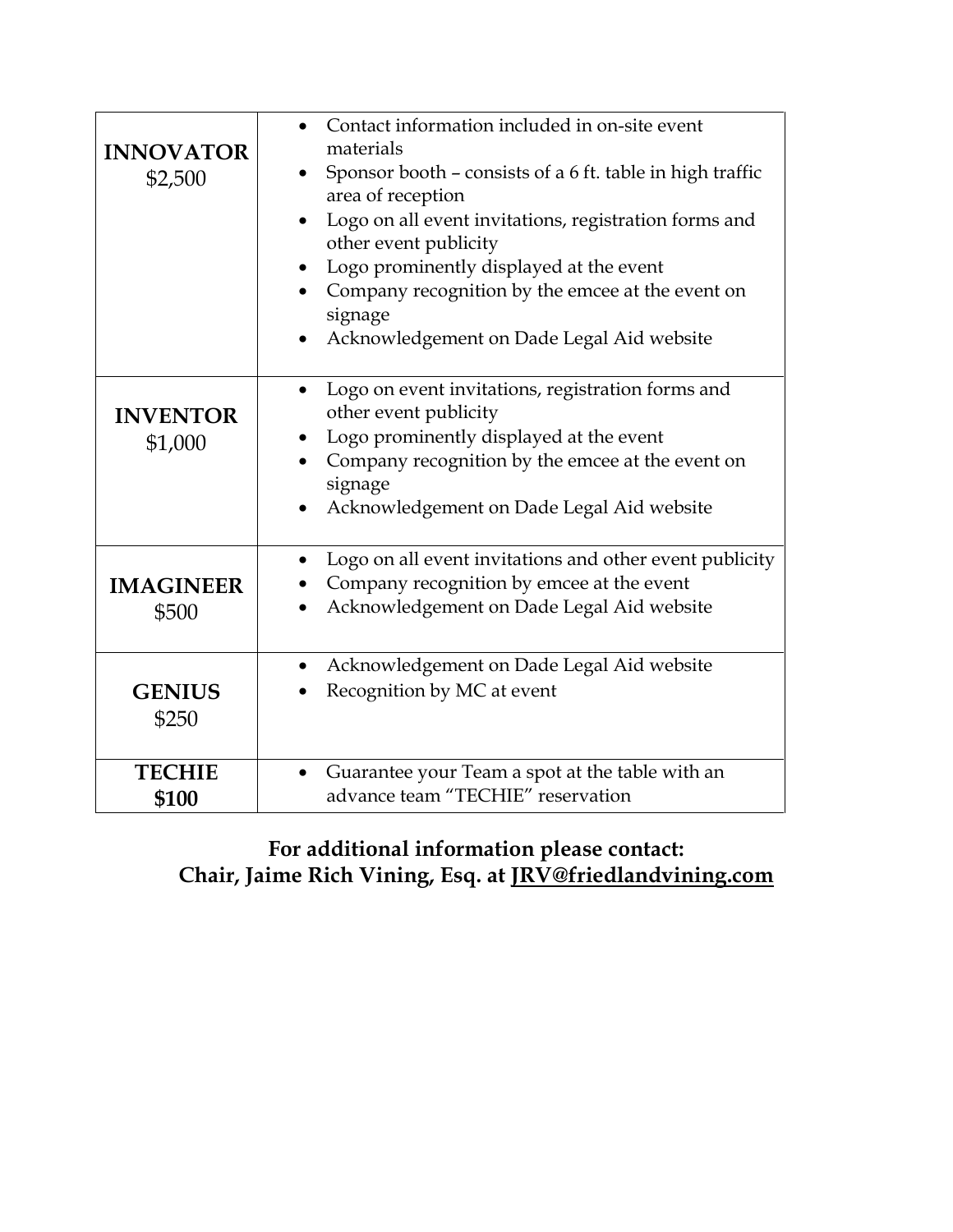| | |
|---|---|
| **INNOVATOR** $2,500 | • Contact information included in on-site event materials<br>• Sponsor booth – consists of a 6 ft. table in high traffic area of reception<br>• Logo on all event invitations, registration forms and other event publicity<br>• Logo prominently displayed at the event<br>• Company recognition by the emcee at the event on signage<br>• Acknowledgement on Dade Legal Aid website |
| **INVENTOR** $1,000 | • Logo on event invitations, registration forms and other event publicity<br>• Logo prominently displayed at the event<br>• Company recognition by the emcee at the event on signage<br>• Acknowledgement on Dade Legal Aid website |
| **IMAGINEER** $500 | • Logo on all event invitations and other event publicity<br>• Company recognition by emcee at the event<br>• Acknowledgement on Dade Legal Aid website |
| **GENIUS** $250 | • Acknowledgement on Dade Legal Aid website<br>• Recognition by MC at event |
| **TECHIE** **$100** | • Guarantee your Team a spot at the table with an advance team "TECHIE" reservation |

**For additional information please contact:**
**Chair, Jaime Rich Vining, Esq. at JRV@friedlandvining.com**